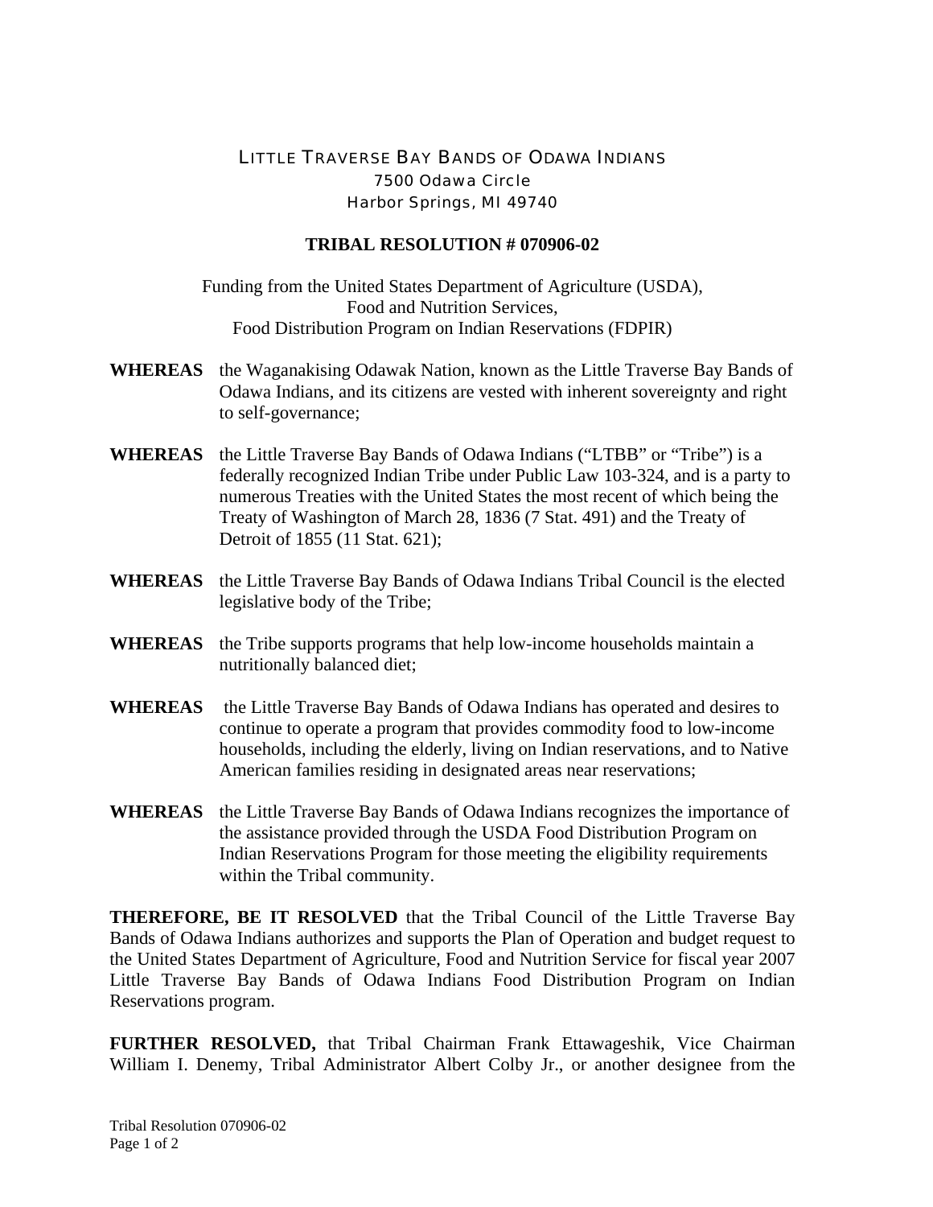LITTLE TRAVERSE BAY BANDS OF ODAWA INDIANS
7500 Odawa Circle
Harbor Springs, MI 49740

**TRIBAL RESOLUTION # 070906-02**

Funding from the United States Department of Agriculture (USDA),
Food and Nutrition Services,
Food Distribution Program on Indian Reservations (FDPIR)

**WHEREAS** the Waganakising Odawak Nation, known as the Little Traverse Bay Bands of Odawa Indians, and its citizens are vested with inherent sovereignty and right to self-governance;

**WHEREAS** the Little Traverse Bay Bands of Odawa Indians ("LTBB" or "Tribe") is a federally recognized Indian Tribe under Public Law 103-324, and is a party to numerous Treaties with the United States the most recent of which being the Treaty of Washington of March 28, 1836 (7 Stat. 491) and the Treaty of Detroit of 1855 (11 Stat. 621);

**WHEREAS** the Little Traverse Bay Bands of Odawa Indians Tribal Council is the elected legislative body of the Tribe;

**WHEREAS** the Tribe supports programs that help low-income households maintain a nutritionally balanced diet;

**WHEREAS** the Little Traverse Bay Bands of Odawa Indians has operated and desires to continue to operate a program that provides commodity food to low-income households, including the elderly, living on Indian reservations, and to Native American families residing in designated areas near reservations;

**WHEREAS** the Little Traverse Bay Bands of Odawa Indians recognizes the importance of the assistance provided through the USDA Food Distribution Program on Indian Reservations Program for those meeting the eligibility requirements within the Tribal community.

**THEREFORE, BE IT RESOLVED** that the Tribal Council of the Little Traverse Bay Bands of Odawa Indians authorizes and supports the Plan of Operation and budget request to the United States Department of Agriculture, Food and Nutrition Service for fiscal year 2007 Little Traverse Bay Bands of Odawa Indians Food Distribution Program on Indian Reservations program.

**FURTHER RESOLVED,** that Tribal Chairman Frank Ettawageshik, Vice Chairman William I. Denemy, Tribal Administrator Albert Colby Jr., or another designee from the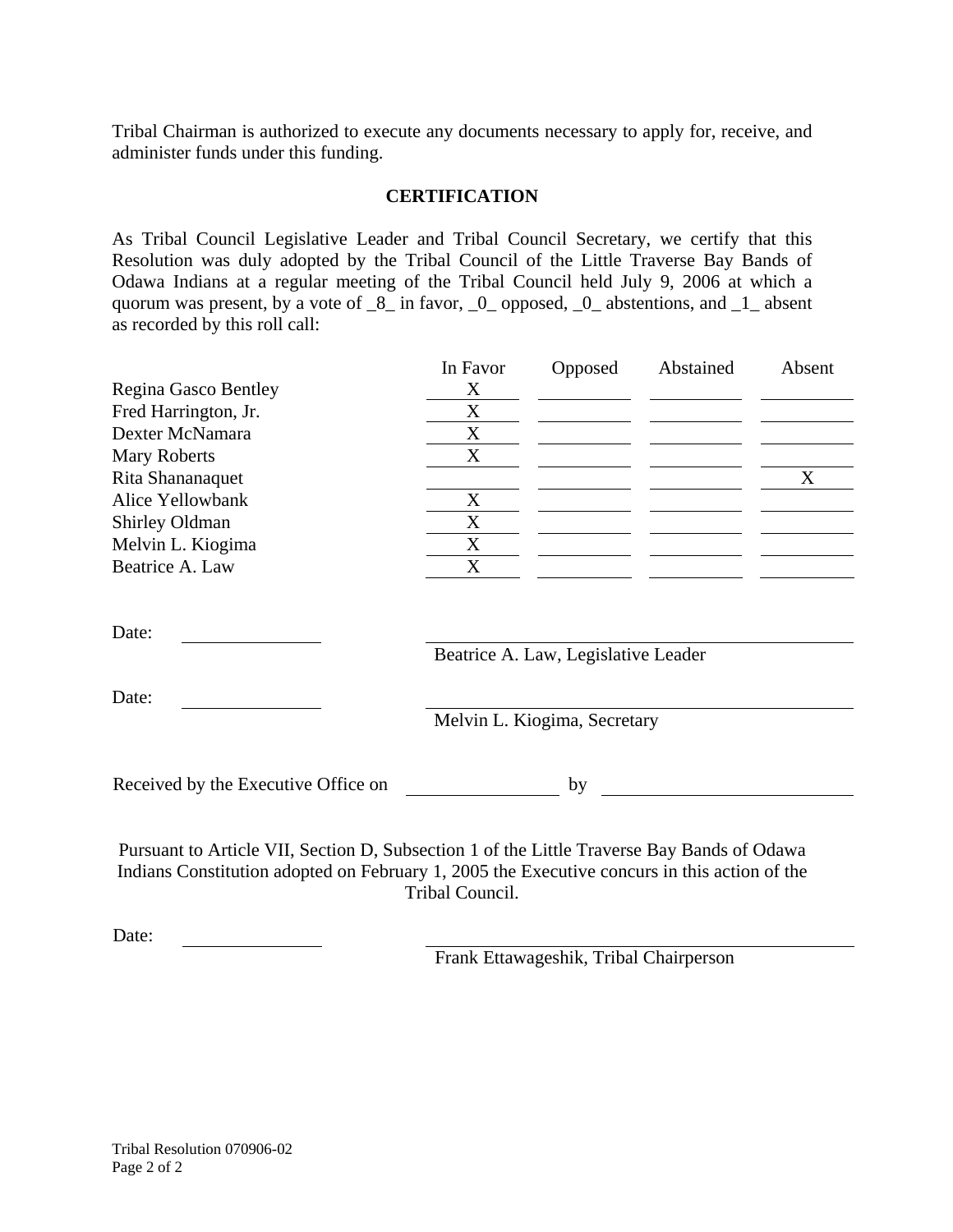Tribal Chairman is authorized to execute any documents necessary to apply for, receive, and administer funds under this funding.

## CERTIFICATION

As Tribal Council Legislative Leader and Tribal Council Secretary, we certify that this Resolution was duly adopted by the Tribal Council of the Little Traverse Bay Bands of Odawa Indians at a regular meeting of the Tribal Council held July 9, 2006 at which a quorum was present, by a vote of _8_ in favor, _0_ opposed, _0_ abstentions, and _1_ absent as recorded by this roll call:

| | In Favor | Opposed | Abstained | Absent |
|---|---|---|---|---|
| Regina Gasco Bentley | X | | | |
| Fred Harrington, Jr. | X | | | |
| Dexter McNamara | X | | | |
| Mary Roberts | X | | | |
| Rita Shananaquet | | | | X |
| Alice Yellowbank | X | | | |
| Shirley Oldman | X | | | |
| Melvin L. Kiogima | X | | | |
| Beatrice A. Law | X | | | |

Date: ______________ ______________________________
Beatrice A. Law, Legislative Leader

Date: ______________ ______________________________
Melvin L. Kiogima, Secretary

Received by the Executive Office on ______________ by ______________________

Pursuant to Article VII, Section D, Subsection 1 of the Little Traverse Bay Bands of Odawa Indians Constitution adopted on February 1, 2005 the Executive concurs in this action of the Tribal Council.

Date: ______________ ______________________________
Frank Ettawageshik, Tribal Chairperson

Tribal Resolution 070906-02